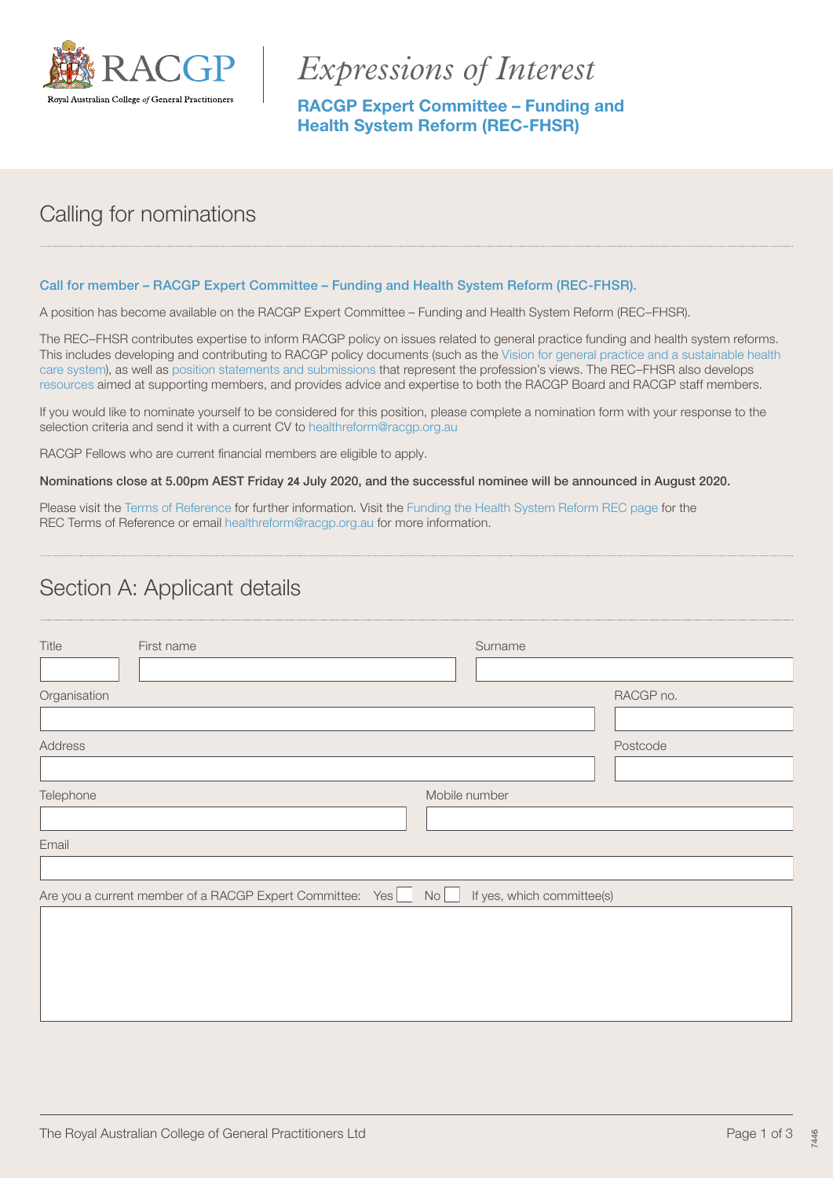RACGP

Royal Australian College *of* General Practitioners

# *Expressions of Interest*

**RACGP Expert Committee – Funding and Health System Reform (REC-FHSR)**

## Calling for nominations

**Call for member – RACGP Expert Committee – Funding and Health System Reform (REC-FHSR).**

A position has become available on the RACGP Expert Committee – Funding and Health System Reform (REC–FHSR).

The REC–FHSR contributes expertise to inform RACGP policy on issues related to general practice funding and health system reforms. This includes developing and contributing to RACGP policy documents (such as the Vision for general practice and a sustainable health care system), as well as position statements and submissions that represent the profession's views. The REC–FHSR also develops resources aimed at supporting members, and provides advice and expertise to both the RACGP Board and RACGP staff members.

If you would like to nominate yourself to be considered for this position, please complete a nomination form with your response to the selection criteria and send it with a current CV to healthreform@racgp.org.au

RACGP Fellows who are current financial members are eligible to apply.

**Nominations close at 5.00pm AEST Friday 24 July 2020, and the successful nominee will be announced in August 2020.**

Please visit the Terms of Reference for further information. Visit the Funding the Health System Reform REC page for the REC Terms of Reference or email healthreform@racgp.org.au for more information.

## Section A: Applicant details

| Title | First name | Surname |
|---|---|---|
| | | |

| Organisation | RACGP no. |
|---|---|
| | |

| Address | Postcode |
|---|---|
| | |

| Telephone | Mobile number |
|---|---|
| | |

| Email |
|---|
| |

Are you a current member of a RACGP Expert Committee: Yes ☐ No ☐ If yes, which committee(s)

| |
|---|
| |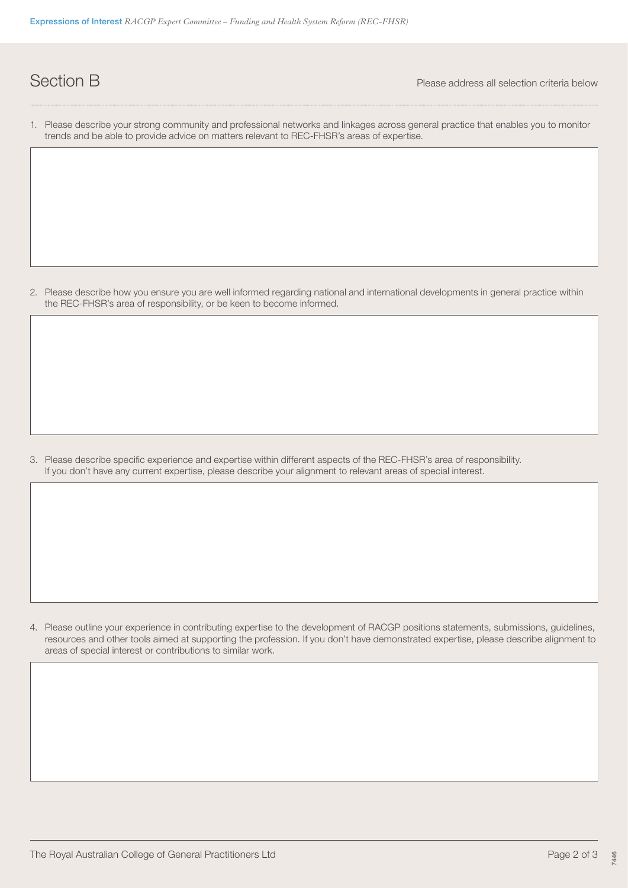## Section B

Please address all selection criteria below

1. Please describe your strong community and professional networks and linkages across general practice that enables you to monitor trends and be able to provide advice on matters relevant to REC-FHSR's areas of expertise.

2. Please describe how you ensure you are well informed regarding national and international developments in general practice within the REC-FHSR's area of responsibility, or be keen to become informed.

3. Please describe specific experience and expertise within different aspects of the REC-FHSR's area of responsibility. If you don't have any current expertise, please describe your alignment to relevant areas of special interest.

4. Please outline your experience in contributing expertise to the development of RACGP positions statements, submissions, guidelines, resources and other tools aimed at supporting the profession. If you don't have demonstrated expertise, please describe alignment to areas of special interest or contributions to similar work.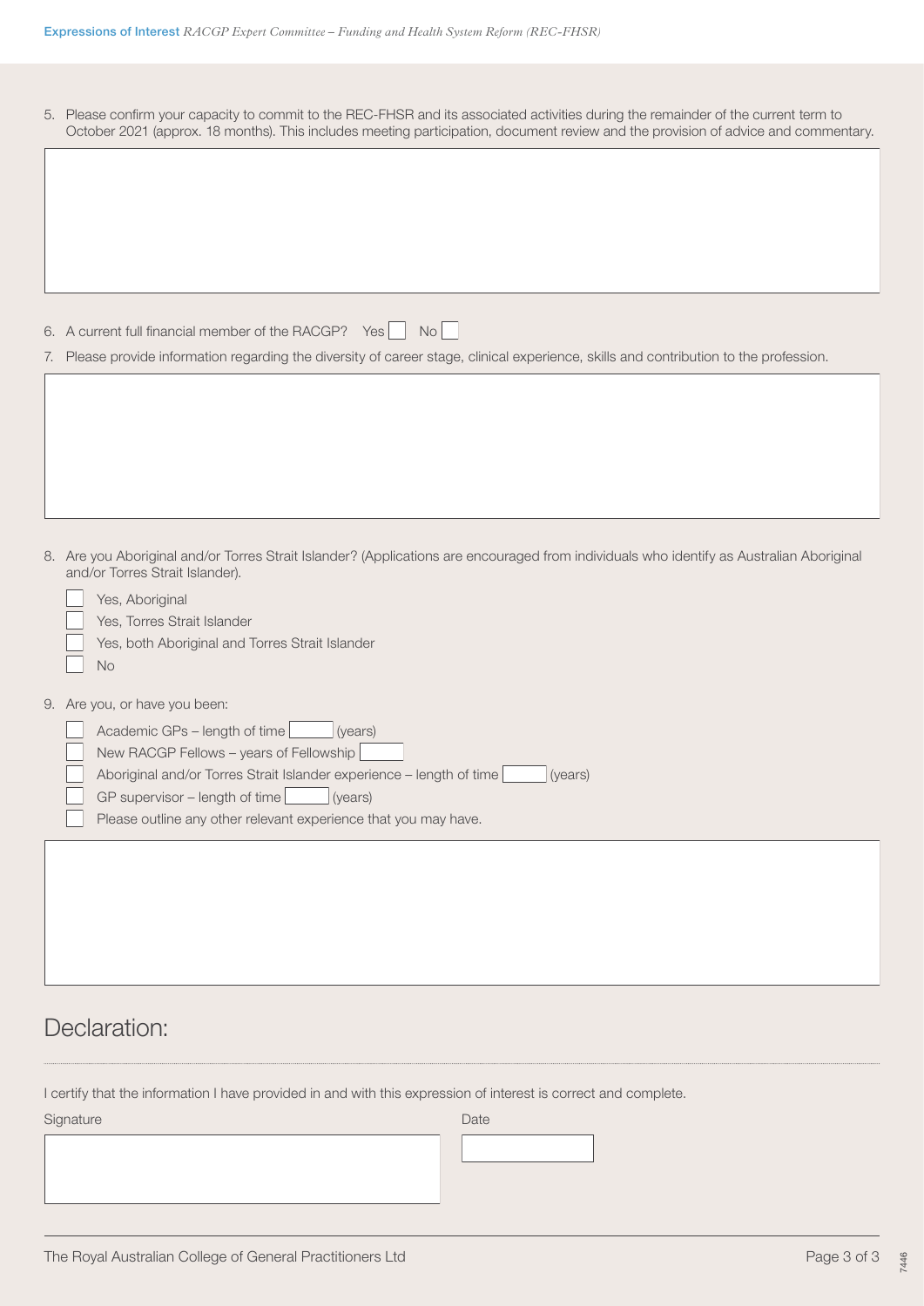5. Please confirm your capacity to commit to the REC-FHSR and its associated activities during the remainder of the current term to October 2021 (approx. 18 months). This includes meeting participation, document review and the provision of advice and commentary.

6. A current full financial member of the RACGP? Yes ☐ No ☐

7. Please provide information regarding the diversity of career stage, clinical experience, skills and contribution to the profession.

8. Are you Aboriginal and/or Torres Strait Islander? (Applications are encouraged from individuals who identify as Australian Aboriginal and/or Torres Strait Islander).

- ☐ Yes, Aboriginal
- ☐ Yes, Torres Strait Islander
- ☐ Yes, both Aboriginal and Torres Strait Islander
- ☐ No

9. Are you, or have you been:

- ☐ Academic GPs – length of time ______ (years)
- ☐ New RACGP Fellows – years of Fellowship ______
- ☐ Aboriginal and/or Torres Strait Islander experience – length of time ______ (years)
- ☐ GP supervisor – length of time ______ (years)
- ☐ Please outline any other relevant experience that you may have.

## Declaration:

I certify that the information I have provided in and with this expression of interest is correct and complete.

Signature

Date

The Royal Australian College of General Practitioners Ltd